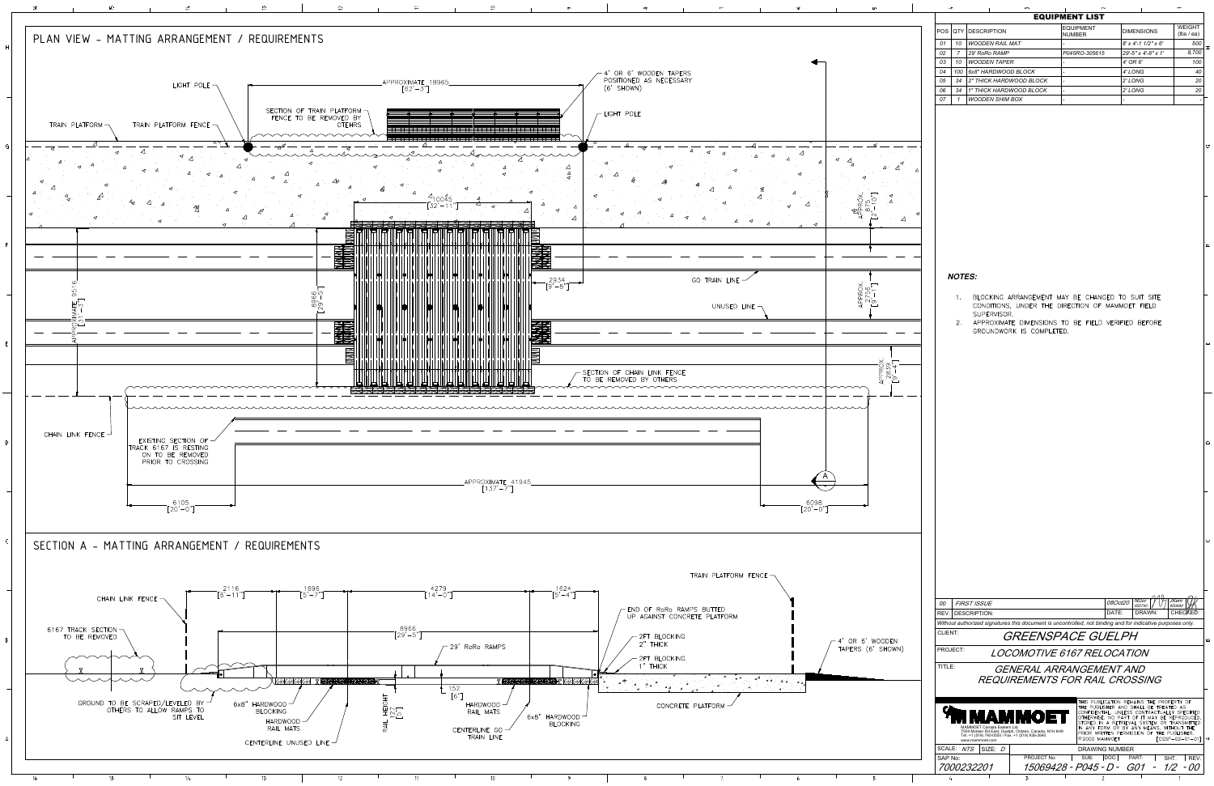## PLAN VIEW - MATTING ARRANGEMENT / REQUIREMENTS

- LIGHT POLE
- APPROXIMATE 18965 [62'-3"]
- 4' OR 6' WOODEN TAPERS POSITIONED AS NECESSARY (6' SHOWN)
- SECTION OF TRAIN PLATFORM FENCE TO BE REMOVED BY OTHERS
- LIGHT POLE
- TRAIN PLATFORM
- TRAIN PLATFORM FENCE
- 10045 [32'-11"]
- APPROX. 875 [2'-10"]
- 2934 [9'-8"]
- GO TRAIN LINE
- UNUSED LINE
- APPROXIMATE 9516 [31'-3"]
- 8966 [29'-5"]
- APPROX. 2756 [9'-1"]
- APPROX. 2839 [9'-4"]
- SECTION OF CHAIN LINK FENCE TO BE REMOVED BY OTHERS
- CHAIN LINK FENCE
- EXISTING SECTION OF TRACK 6167 IS RESTING ON TO BE REMOVED PRIOR TO CROSSING
- APPROXIMATE 41945 [137'-7"]
- 6105 [20'-0"]
- 6098 [20'-0"]

## SECTION A - MATTING ARRANGEMENT / REQUIREMENTS

- CHAIN LINK FENCE
- 6167 TRACK SECTION TO BE REMOVED
- 2116 [6'-11"]
- 1695 [5'-7"]
- 4279 [14'-0"]
- 1624 [5'-4"]
- 8966 [29'-5"]
- 29' RoRo RAMPS
- TRAIN PLATFORM FENCE
- END OF RoRo RAMPS BUTTED UP AGAINST CONCRETE PLATFORM
- 2FT BLOCKING 2" THICK
- 2FT BLOCKING 1" THICK
- 4' OR 6' WOODEN TAPERS (6' SHOWN)
- 152 [6"]
- RAIL HEIGHT 127 [5"]
- GROUND TO BE SCRAPED/LEVELED BY OTHERS TO ALLOW RAMPS TO SIT LEVEL
- 6x8" HARDWOOD BLOCKING
- HARDWOOD RAIL MATS
- CENTERLINE UNUSED LINE
- HARDWOOD RAIL MATS
- CENTERLINE GO TRAIN LINE
- 6x8" HARDWOOD BLOCKING
- CONCRETE PLATFORM

## EQUIPMENT LIST

| POS | QTY | DESCRIPTION | EQUIPMENT NUMBER | DIMENSIONS | WEIGHT (lbs / ea) |
|---|---|---|---|---|---|
| 01 | 10 | WOODEN RAIL MAT | - | 8' x 4'-1 1/2" x 6" | 500 |
| 02 | 7 | 29' RoRo RAMP | P045RO-305615 | 29'-5" x 4'-8" x 1' | 8,700 |
| 03 | 10 | WOODEN TAPER | - | 4' OR 6' | 100 |
| 04 | 100 | 6x8" HARDWOOD BLOCK | - | 4' LONG | 40 |
| 05 | 34 | 2" THICK HARDWOOD BLOCK | - | 2' LONG | 20 |
| 06 | 34 | 1" THICK HARDWOOD BLOCK | - | 2' LONG | 20 |
| 07 | 1 | WOODEN SHIM BOX | - | - | - |

### NOTES:

1. BLOCKING ARRANGEMENT MAY BE CHANGED TO SUIT SITE CONDITIONS, UNDER THE DIRECTION OF MAMMOET FIELD SUPERVISOR.
2. APPROXIMATE DIMENSIONS TO BE FIELD VERIFIED BEFORE GROUNDWORK IS COMPLETED.

| REV. | DESCRIPTION: | DATE: | DRAWN: | CHECKED: |
|---|---|---|---|---|
| 00 | FIRST ISSUE | 08Oct20 | | |

Without authorized signatures this document is uncontrolled, not binding and for indicative purposes only.

CLIENT: GREENSPACE GUELPH

PROJECT: LOCOMOTIVE 6167 RELOCATION

TITLE: GENERAL ARRANGEMENT AND REQUIREMENTS FOR RAIL CROSSING

MAMMOET

MAMMOET Canada Eastern Ltd.
7504 Mclean Rd East, Guelph, Ontario, Canada, N1H 6H9
Tel: +1 (519) 740-0550 / Fax: +1 (519) 836-2640
www.mammoet.com

THIS PUBLICATION REMAINS THE PROPERTY OF THE PUBLISHER AND SHALL BE TREATED AS CONFIDENTIAL UNLESS CONTRACTUALLY SPECIFIED OTHERWISE. NO PART OF IT MAY BE REPRODUCED, STORED IN A RETRIEVAL SYSTEM OR TRANSMITTED IN ANY FORM OR BY ANY MEANS, WITHOUT THE PRIOR WRITTEN PERMISSION OF THE PUBLISHER. © 2020 MAMMOET [025P-02-01-01]

SCALE: NTS | SIZE: D

SAP No: 7000232201

DRAWING NUMBER: PROJECT No. 15069428 - SUB. P045 - DOC. D - PART G01 - SHT. 1/2 - REV. 00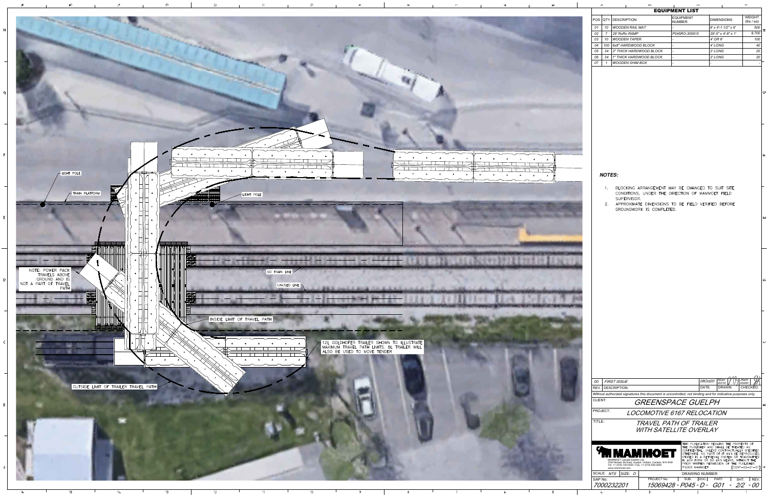## EQUIPMENT LIST

| POS | QTY | DESCRIPTION | EQUIPMENT NUMBER | DIMENSIONS | WEIGHT (lbs / ea) |
|---|---|---|---|---|---|
| 01 | 10 | WOODEN RAIL MAT | - | 8' x 4'-1 1/2" x 6" | 500 |
| 02 | 7 | 29' RoRo RAMP | P045RO-305615 | 29'-5" x 4'-8" x 1' | 8,700 |
| 03 | 10 | WOODEN TAPER | - | 4' OR 6' | 100 |
| 04 | 100 | 6x8" HARDWOOD BLOCK | - | 4' LONG | 40 |
| 05 | 34 | 2" THICK HARDWOOD BLOCK | - | 2' LONG | 20 |
| 06 | 34 | 1" THICK HARDWOOD BLOCK | - | 2' LONG | 20 |
| 07 | 1 | WOODEN SHIM BOX | - | - | - |

LIGHT POLE

TRAIN PLATFORM

LIGHT POLE

NOTE: POWER PACK TRAVELS ABOVE GROUND AND IS NOT A PART OF TRAVEL PATH

GO TRAIN LINE

UNUSED LINE

INSIDE LIMIT OF TRAVEL PATH

12L GOLDHOFER TRAILER SHOWN TO ILLUSTRATE MAXIMUM TRAVEL PATH LIMITS. 8L TRAILER WILL ALSO BE USED TO MOVE TENDER

OUTSIDE LIMIT OF TRAILER TRAVEL PATH

**NOTES:**

1. BLOCKING ARRANGEMENT MAY BE CHANGED TO SUIT SITE CONDITIONS, UNDER THE DIRECTION OF MAMMOET FIELD SUPERVISOR.
2. APPROXIMATE DIMENSIONS TO BE FIELD VERIFIED BEFORE GROUNDWORK IS COMPLETED.

| REV. | DESCRIPTION: | DATE: | DRAWN: | CHECKED: |
|---|---|---|---|---|
| 00 | FIRST ISSUE | 08Oct20 | | |

Without authorized signatures this document is uncontrolled, not binding and for indicative purposes only.

CLIENT: GREENSPACE GUELPH

PROJECT: LOCOMOTIVE 6167 RELOCATION

TITLE: TRAVEL PATH OF TRAILER WITH SATELLITE OVERLAY

MAMMOET

MAMMOET Canada Eastern Ltd.
7504 McLean Rd East, Guelph, Ontario, Canada, N1H 6H9
Tel: +1 (519) 740-0550 / Fax: +1 (519) 836-2640
www.mammoet.com

THIS PUBLICATION REMAINS THE PROPERTY OF THE PUBLISHER AND SHALL BE TREATED AS CONFIDENTIAL UNLESS CONTRACTUALLY SPECIFIED OTHERWISE. NO PART OF IT MAY BE REPRODUCED, STORED IN A RETRIEVAL SYSTEM OR TRANSMITTED IN ANY FORM OR BY ANY MEANS, WITHOUT THE PRIOR WRITTEN PERMISSION OF THE PUBLISHER. © 2000 MAMMOET [CCSP-02-01-01]

SCALE: NTS SIZE: D

SAP No: 7000232201

DRAWING NUMBER: PROJECT No: 15069428 - SUB: P045 - DOC: D - PART: G01 - SHT: 2/2 - REV: 00